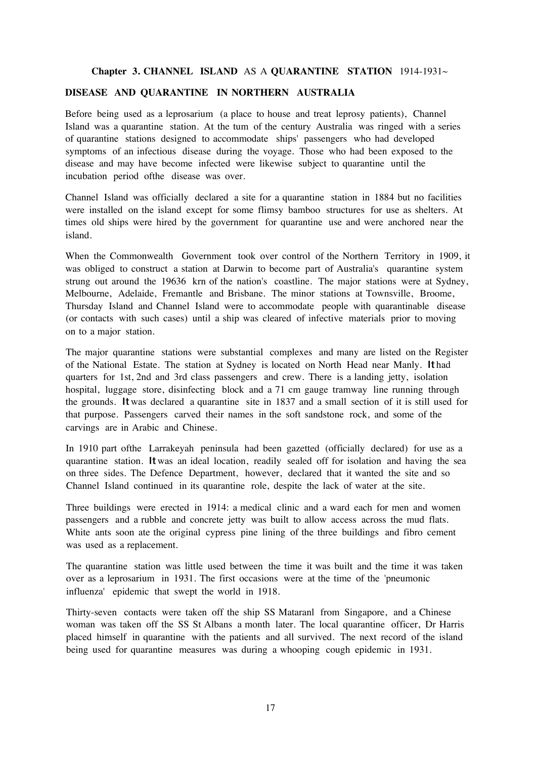## Chapter 3. CHANNEL ISLAND AS A QUARANTINE STATION 1914-1931~

### DISEASE AND QUARANTINE IN NORTHERN AUSTRALIA

Before being used as a leprosarium (a place to house and treat leprosy patients), Channel Island was a quarantine station. At the tum of the century Australia was ringed with a series of quarantine stations designed to accommodate ships' passengers who had developed symptoms of an infectious disease during the voyage. Those who had been exposed to the disease and may have become infected were likewise subject to quarantine until the incubation period ofthe disease was over.

Channel Island was officially declared a site for a quarantine station in 1884 but no facilities were installed on the island except for some flimsy bamboo structures for use as shelters. At times old ships were hired by the government for quarantine use and were anchored near the island.

When the Commonwealth Government took over control of the Northern Territory in 1909, it was obliged to construct a station at Darwin to become part of Australia's quarantine system strung out around the 19636 krn of the nation's coastline. The major stations were at Sydney, Melbourne, Adelaide, Fremantle and Brisbane. The minor stations at Townsville, Broome, Thursday Island and Channel Island were to accommodate people with quarantinable disease (or contacts with such cases) until a ship was cleared of infective materials prior to moving on to a major station.

The major quarantine stations were substantial complexes and many are listed on the Register of the National Estate. The station at Sydney is located on North Head near Manly. It had quarters for 1st, 2nd and 3rd class passengers and crew. There is a landing jetty, isolation hospital, luggage store, disinfecting block and a 71 cm gauge tramway line running through the grounds. It was declared a quarantine site in 1837 and a small section of it is still used for that purpose. Passengers carved their names in the soft sandstone rock, and some of the carvings are in Arabic and Chinese.

In 1910 part ofthe Larrakeyah peninsula had been gazetted (officially declared) for use as a quarantine station. It was an ideal location, readily sealed off for isolation and having the sea on three sides. The Defence Department, however, declared that it wanted the site and so Channel Island continued in its quarantine role, despite the lack of water at the site.

Three buildings were erected in 1914: a medical clinic and a ward each for men and women passengers and a rubble and concrete jetty was built to allow access across the mud flats. White ants soon ate the original cypress pine lining of the three buildings and fibro cement was used as a replacement.

The quarantine station was little used between the time it was built and the time it was taken over as a leprosarium in 1931. The first occasions were at the time of the 'pneumonic influenza' epidemic that swept the world in 1918.

Thirty-seven contacts were taken off the ship SS Mataranl from Singapore, and a Chinese woman was taken off the SS St Albans a month later. The local quarantine officer, Dr Harris placed himself in quarantine with the patients and all survived. The next record of the island being used for quarantine measures was during a whooping cough epidemic in 1931.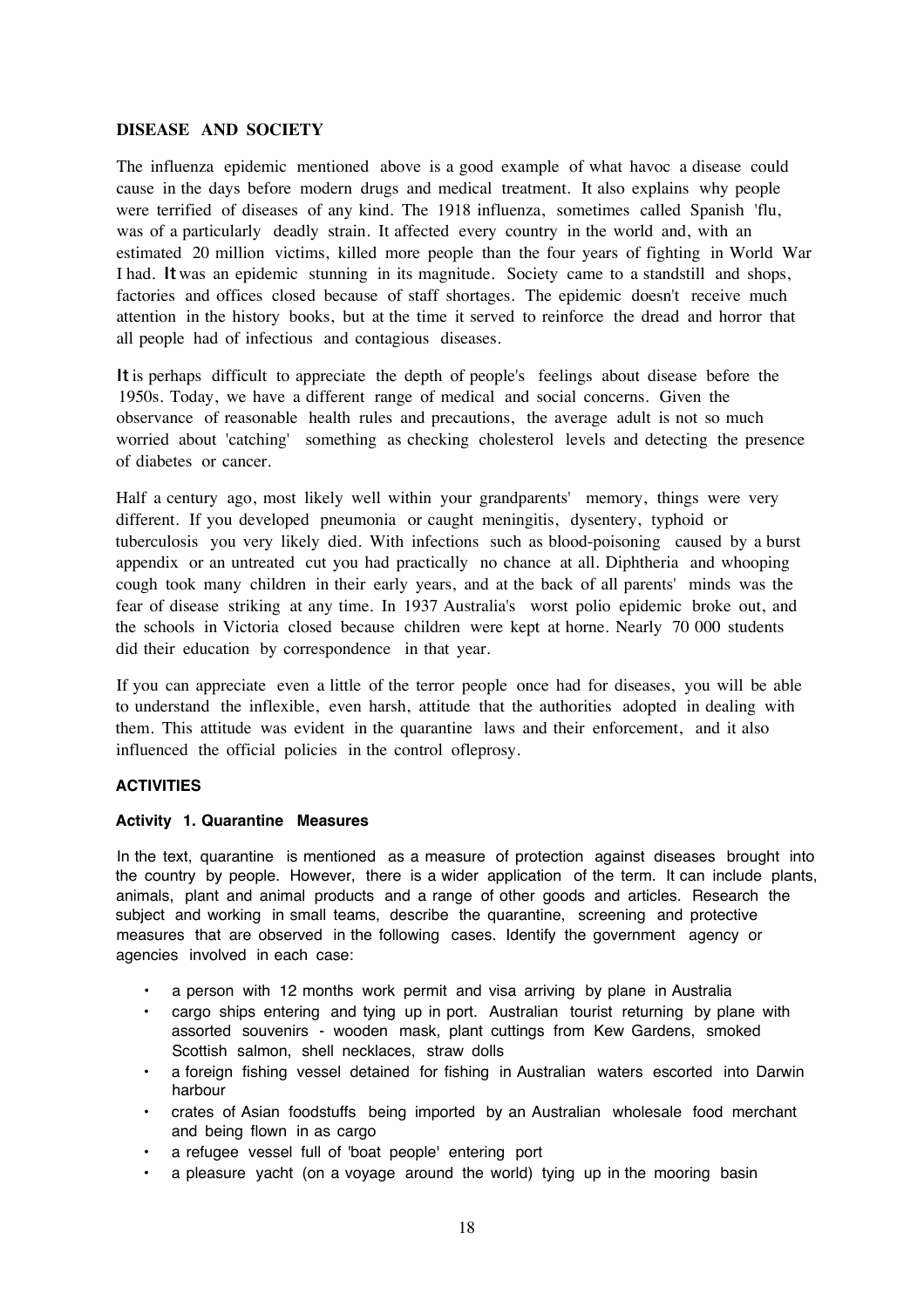## DISEASE AND SOCIETY

The influenza epidemic mentioned above is a good example of what havoc a disease could cause in the days before modern drugs and medical treatment. It also explains why people were terrified of diseases of any kind. The 1918 influenza, sometimes called Spanish 'flu, was of a particularly deadly strain. It affected every country in the world and, with an estimated 20 million victims, killed more people than the four years of fighting in World War I had. It was an epidemic stunning in its magnitude. Society came to a standstill and shops, factories and offices closed because of staff shortages. The epidemic doesn't receive much attention in the history books, but at the time it served to reinforce the dread and horror that all people had of infectious and contagious diseases.

It is perhaps difficult to appreciate the depth of people's feelings about disease before the 1950s. Today, we have a different range of medical and social concerns. Given the observance of reasonable health rules and precautions, the average adult is not so much worried about 'catching' something as checking cholesterol levels and detecting the presence of diabetes or cancer.

Half a century ago, most likely well within your grandparents' memory, things were very different. If you developed pneumonia or caught meningitis, dysentery, typhoid or tuberculosis you very likely died. With infections such as blood-poisoning caused by a burst appendix or an untreated cut you had practically no chance at all. Diphtheria and whooping cough took many children in their early years, and at the back of all parents' minds was the fear of disease striking at any time. In 1937 Australia's worst polio epidemic broke out, and the schools in Victoria closed because children were kept at horne. Nearly 70 000 students did their education by correspondence in that year.

If you can appreciate even a little of the terror people once had for diseases, you will be able to understand the inflexible, even harsh, attitude that the authorities adopted in dealing with them. This attitude was evident in the quarantine laws and their enforcement, and it also influenced the official policies in the control ofleprosy.

## ACTIVITIES

### Activity 1. Quarantine Measures

In the text, quarantine is mentioned as a measure of protection against diseases brought into the country by people. However, there is a wider application of the term. It can include plants, animals, plant and animal products and a range of other goods and articles. Research the subject and working in small teams, describe the quarantine, screening and protective measures that are observed in the following cases. Identify the government agency or agencies involved in each case:

- a person with 12 months work permit and visa arriving by plane in Australia
- cargo ships entering and tying up in port. Australian tourist returning by plane with assorted souvenirs - wooden mask, plant cuttings from Kew Gardens, smoked Scottish salmon, shell necklaces, straw dolls
- a foreign fishing vessel detained for fishing in Australian waters escorted into Darwin harbour
- crates of Asian foodstuffs being imported by an Australian wholesale food merchant and being flown in as cargo
- a refugee vessel full of 'boat people' entering port
- a pleasure yacht (on a voyage around the world) tying up in the mooring basin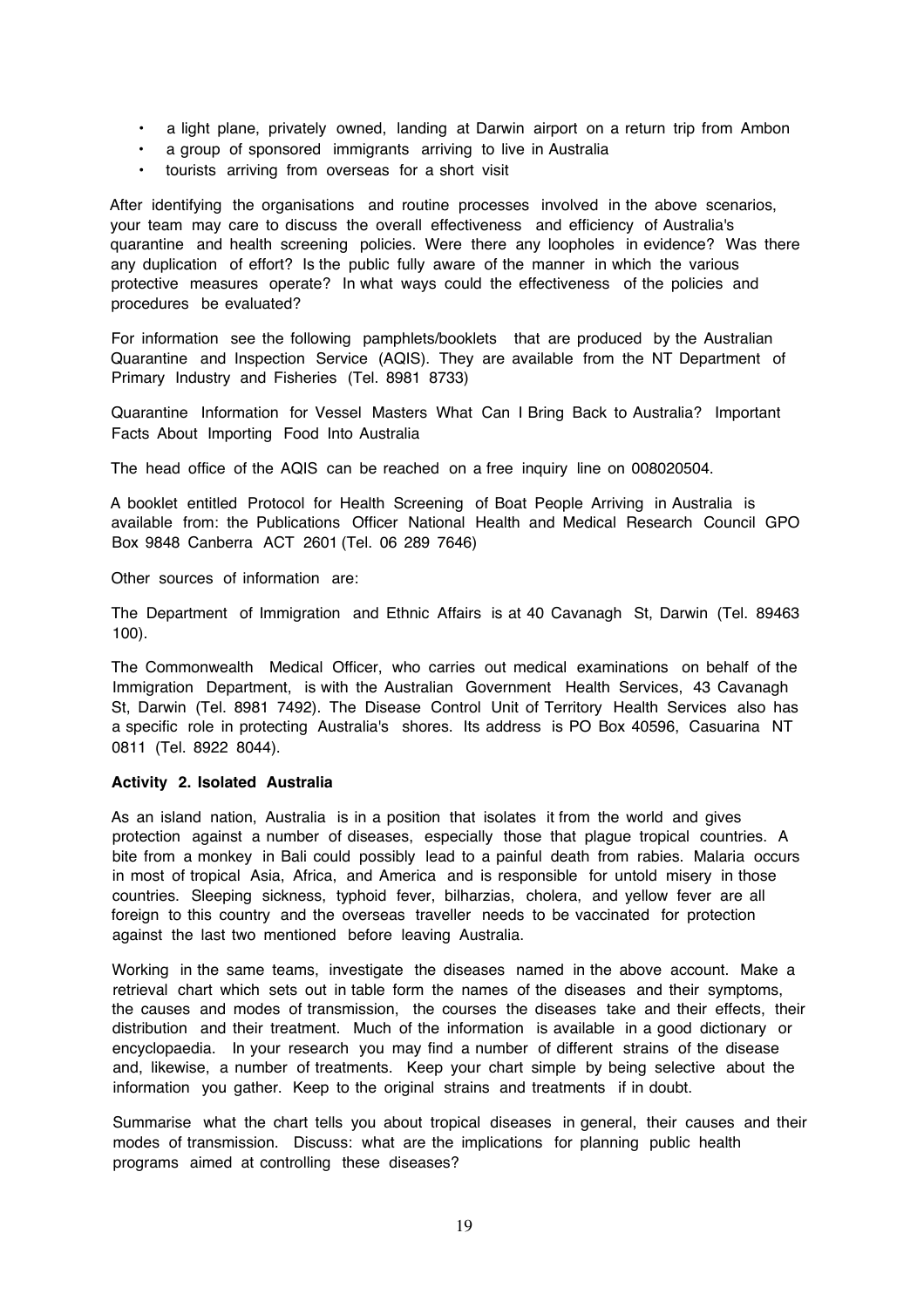- a light plane, privately owned, landing at Darwin airport on a return trip from Ambon
- a group of sponsored immigrants arriving to live in Australia
- tourists arriving from overseas for a short visit

After identifying the organisations and routine processes involved in the above scenarios, your team may care to discuss the overall effectiveness and efficiency of Australia's quarantine and health screening policies. Were there any loopholes in evidence? Was there any duplication of effort? Is the public fully aware of the manner in which the various protective measures operate? In what ways could the effectiveness of the policies and procedures be evaluated?

For information see the following pamphlets/booklets that are produced by the Australian Quarantine and Inspection Service (AQIS). They are available from the NT Department of Primary Industry and Fisheries (Tel. 8981 8733)

Quarantine Information for Vessel Masters What Can I Bring Back to Australia? Important Facts About Importing Food Into Australia

The head office of the AQIS can be reached on a free inquiry line on 008020504.

A booklet entitled Protocol for Health Screening of Boat People Arriving in Australia is available from: the Publications Officer National Health and Medical Research Council GPO Box 9848 Canberra ACT 2601 (Tel. 06 289 7646)

Other sources of information are:

The Department of Immigration and Ethnic Affairs is at 40 Cavanagh St, Darwin (Tel. 89463 100).

The Commonwealth Medical Officer, who carries out medical examinations on behalf of the Immigration Department, is with the Australian Government Health Services, 43 Cavanagh St, Darwin (Tel. 8981 7492). The Disease Control Unit of Territory Health Services also has a specific role in protecting Australia's shores. Its address is PO Box 40596, Casuarina NT 0811 (Tel. 8922 8044).

**Activity 2. Isolated Australia**

As an island nation, Australia is in a position that isolates it from the world and gives protection against a number of diseases, especially those that plague tropical countries. A bite from a monkey in Bali could possibly lead to a painful death from rabies. Malaria occurs in most of tropical Asia, Africa, and America and is responsible for untold misery in those countries. Sleeping sickness, typhoid fever, bilharzias, cholera, and yellow fever are all foreign to this country and the overseas traveller needs to be vaccinated for protection against the last two mentioned before leaving Australia.

Working in the same teams, investigate the diseases named in the above account. Make a retrieval chart which sets out in table form the names of the diseases and their symptoms, the causes and modes of transmission, the courses the diseases take and their effects, their distribution and their treatment. Much of the information is available in a good dictionary or encyclopaedia. In your research you may find a number of different strains of the disease and, likewise, a number of treatments. Keep your chart simple by being selective about the information you gather. Keep to the original strains and treatments if in doubt.

Summarise what the chart tells you about tropical diseases in general, their causes and their modes of transmission. Discuss: what are the implications for planning public health programs aimed at controlling these diseases?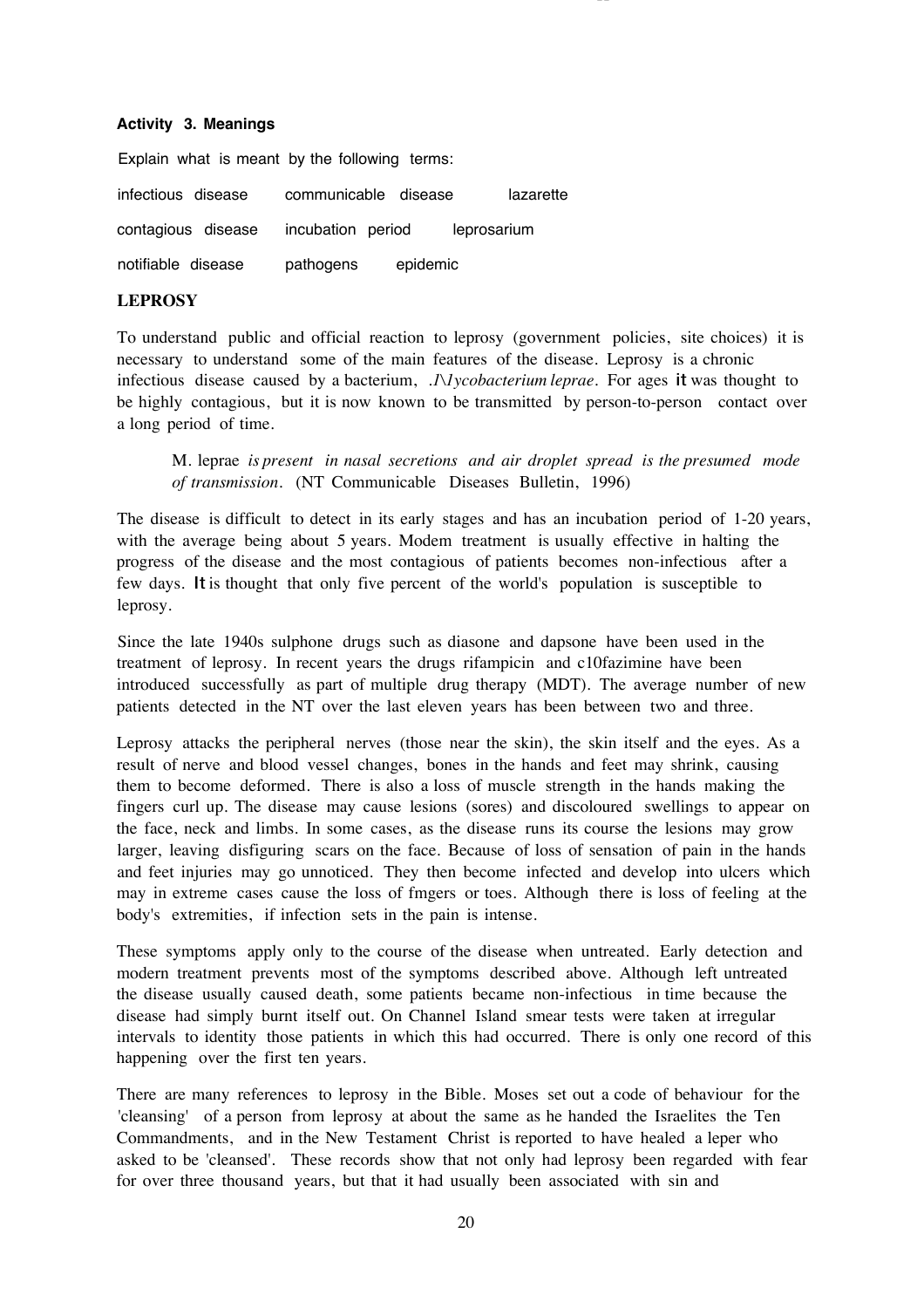#### Activity 3. Meanings

Explain what is meant by the following terms:

| | | |
|---|---|---|
| infectious disease | communicable disease | lazarette |
| contagious disease | incubation period | leprosarium |
| notifiable disease | pathogens | epidemic |

### LEPROSY

To understand public and official reaction to leprosy (government policies, site choices) it is necessary to understand some of the main features of the disease. Leprosy is a chronic infectious disease caused by a bacterium, *.I\lycobacterium leprae*. For ages it was thought to be highly contagious, but it is now known to be transmitted by person-to-person contact over a long period of time.

> M. leprae *is present in nasal secretions and air droplet spread is the presumed mode of transmission.* (NT Communicable Diseases Bulletin, 1996)

The disease is difficult to detect in its early stages and has an incubation period of 1-20 years, with the average being about 5 years. Modem treatment is usually effective in halting the progress of the disease and the most contagious of patients becomes non-infectious after a few days. It is thought that only five percent of the world's population is susceptible to leprosy.

Since the late 1940s sulphone drugs such as diasone and dapsone have been used in the treatment of leprosy. In recent years the drugs rifampicin and c10fazimine have been introduced successfully as part of multiple drug therapy (MDT). The average number of new patients detected in the NT over the last eleven years has been between two and three.

Leprosy attacks the peripheral nerves (those near the skin), the skin itself and the eyes. As a result of nerve and blood vessel changes, bones in the hands and feet may shrink, causing them to become deformed. There is also a loss of muscle strength in the hands making the fingers curl up. The disease may cause lesions (sores) and discoloured swellings to appear on the face, neck and limbs. In some cases, as the disease runs its course the lesions may grow larger, leaving disfiguring scars on the face. Because of loss of sensation of pain in the hands and feet injuries may go unnoticed. They then become infected and develop into ulcers which may in extreme cases cause the loss of fmgers or toes. Although there is loss of feeling at the body's extremities, if infection sets in the pain is intense.

These symptoms apply only to the course of the disease when untreated. Early detection and modern treatment prevents most of the symptoms described above. Although left untreated the disease usually caused death, some patients became non-infectious in time because the disease had simply burnt itself out. On Channel Island smear tests were taken at irregular intervals to identity those patients in which this had occurred. There is only one record of this happening over the first ten years.

There are many references to leprosy in the Bible. Moses set out a code of behaviour for the 'cleansing' of a person from leprosy at about the same as he handed the Israelites the Ten Commandments, and in the New Testament Christ is reported to have healed a leper who asked to be 'cleansed'. These records show that not only had leprosy been regarded with fear for over three thousand years, but that it had usually been associated with sin and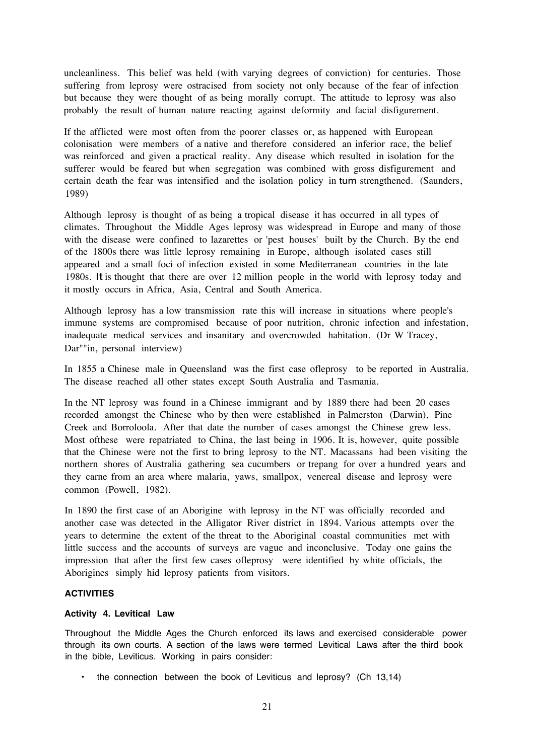uncleanliness. This belief was held (with varying degrees of conviction) for centuries. Those suffering from leprosy were ostracised from society not only because of the fear of infection but because they were thought of as being morally corrupt. The attitude to leprosy was also probably the result of human nature reacting against deformity and facial disfigurement.

If the afflicted were most often from the poorer classes or, as happened with European colonisation were members of a native and therefore considered an inferior race, the belief was reinforced and given a practical reality. Any disease which resulted in isolation for the sufferer would be feared but when segregation was combined with gross disfigurement and certain death the fear was intensified and the isolation policy in tum strengthened. (Saunders, 1989)

Although leprosy is thought of as being a tropical disease it has occurred in all types of climates. Throughout the Middle Ages leprosy was widespread in Europe and many of those with the disease were confined to lazarettes or 'pest houses' built by the Church. By the end of the 1800s there was little leprosy remaining in Europe, although isolated cases still appeared and a small foci of infection existed in some Mediterranean countries in the late 1980s. It is thought that there are over 12 million people in the world with leprosy today and it mostly occurs in Africa, Asia, Central and South America.

Although leprosy has a low transmission rate this will increase in situations where people's immune systems are compromised because of poor nutrition, chronic infection and infestation, inadequate medical services and insanitary and overcrowded habitation. (Dr W Tracey, Dar""in, personal interview)

In 1855 a Chinese male in Queensland was the first case ofleprosy to be reported in Australia. The disease reached all other states except South Australia and Tasmania.

In the NT leprosy was found in a Chinese immigrant and by 1889 there had been 20 cases recorded amongst the Chinese who by then were established in Palmerston (Darwin), Pine Creek and Borroloola. After that date the number of cases amongst the Chinese grew less. Most ofthese were repatriated to China, the last being in 1906. It is, however, quite possible that the Chinese were not the first to bring leprosy to the NT. Macassans had been visiting the northern shores of Australia gathering sea cucumbers or trepang for over a hundred years and they carne from an area where malaria, yaws, smallpox, venereal disease and leprosy were common (Powell, 1982).

In 1890 the first case of an Aborigine with leprosy in the NT was officially recorded and another case was detected in the Alligator River district in 1894. Various attempts over the years to determine the extent of the threat to the Aboriginal coastal communities met with little success and the accounts of surveys are vague and inconclusive. Today one gains the impression that after the first few cases ofleprosy were identified by white officials, the Aborigines simply hid leprosy patients from visitors.

**ACTIVITIES**

**Activity 4. Levitical Law**

Throughout the Middle Ages the Church enforced its laws and exercised considerable power through its own courts. A section of the laws were termed Levitical Laws after the third book in the bible, Leviticus. Working in pairs consider:

- the connection between the book of Leviticus and leprosy? (Ch 13,14)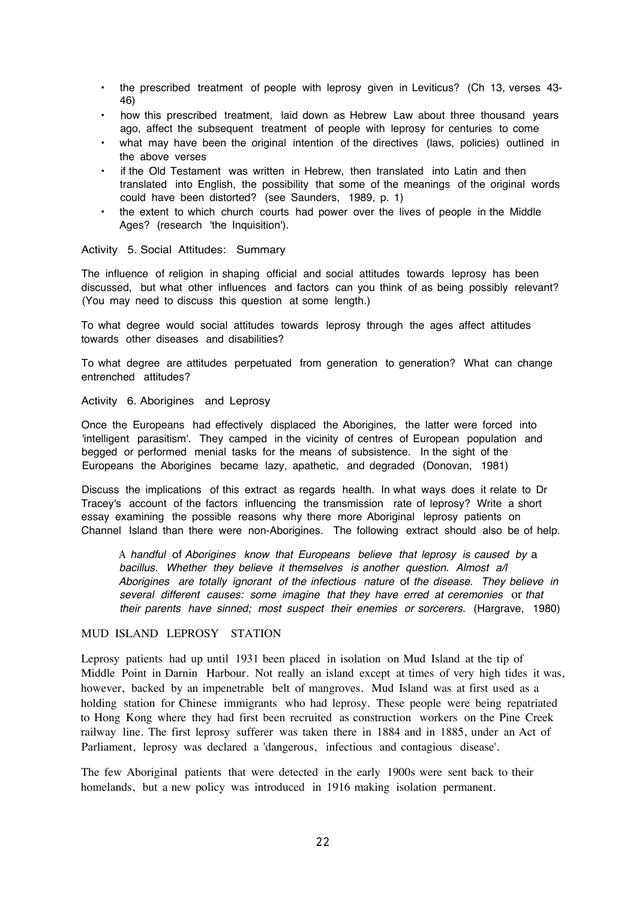- the prescribed treatment of people with leprosy given in Leviticus? (Ch 13, verses 43-46)
- how this prescribed treatment, laid down as Hebrew Law about three thousand years ago, affect the subsequent treatment of people with leprosy for centuries to come
- what may have been the original intention of the directives (laws, policies) outlined in the above verses
- if the Old Testament was written in Hebrew, then translated into Latin and then translated into English, the possibility that some of the meanings of the original words could have been distorted? (see Saunders, 1989, p. 1)
- the extent to which church courts had power over the lives of people in the Middle Ages? (research 'the Inquisition').

Activity 5. Social Attitudes: Summary

The influence of religion in shaping official and social attitudes towards leprosy has been discussed, but what other influences and factors can you think of as being possibly relevant? (You may need to discuss this question at some length.)

To what degree would social attitudes towards leprosy through the ages affect attitudes towards other diseases and disabilities?

To what degree are attitudes perpetuated from generation to generation? What can change entrenched attitudes?

Activity 6. Aborigines and Leprosy

Once the Europeans had effectively displaced the Aborigines, the latter were forced into 'intelligent parasitism'. They camped in the vicinity of centres of European population and begged or performed menial tasks for the means of subsistence. In the sight of the Europeans the Aborigines became lazy, apathetic, and degraded (Donovan, 1981)

Discuss the implications of this extract as regards health. In what ways does it relate to Dr Tracey's account of the factors influencing the transmission rate of leprosy? Write a short essay examining the possible reasons why there more Aboriginal leprosy patients on Channel Island than there were non-Aborigines. The following extract should also be of help.

> *A handful of Aborigines know that Europeans believe that leprosy is caused by a bacillus. Whether they believe it themselves is another question. Almost a/l Aborigines are totally ignorant of the infectious nature of the disease. They believe in several different causes: some imagine that they have erred at ceremonies or that their parents have sinned; most suspect their enemies or sorcerers.* (Hargrave, 1980)

## MUD ISLAND LEPROSY STATION

Leprosy patients had up until 1931 been placed in isolation on Mud Island at the tip of Middle Point in Darnin Harbour. Not really an island except at times of very high tides it was, however, backed by an impenetrable belt of mangroves. Mud Island was at first used as a holding station for Chinese immigrants who had leprosy. These people were being repatriated to Hong Kong where they had first been recruited as construction workers on the Pine Creek railway line. The first leprosy sufferer was taken there in 1884 and in 1885, under an Act of Parliament, leprosy was declared a 'dangerous, infectious and contagious disease'.

The few Aboriginal patients that were detected in the early 1900s were sent back to their homelands, but a new policy was introduced in 1916 making isolation permanent.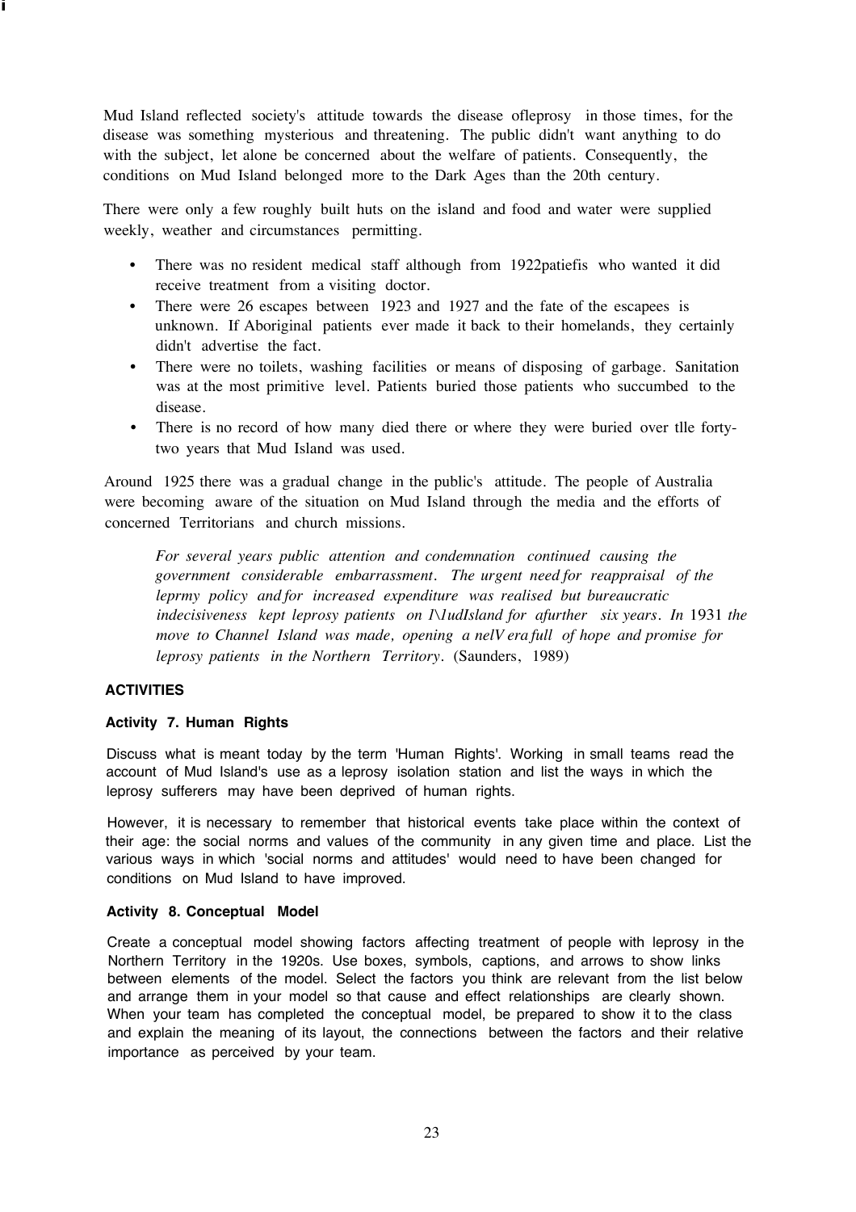Mud Island reflected society's attitude towards the disease ofleprosy in those times, for the disease was something mysterious and threatening. The public didn't want anything to do with the subject, let alone be concerned about the welfare of patients. Consequently, the conditions on Mud Island belonged more to the Dark Ages than the 20th century.

There were only a few roughly built huts on the island and food and water were supplied weekly, weather and circumstances permitting.

- There was no resident medical staff although from 1922patiefis who wanted it did receive treatment from a visiting doctor.
- There were 26 escapes between 1923 and 1927 and the fate of the escapees is unknown. If Aboriginal patients ever made it back to their homelands, they certainly didn't advertise the fact.
- There were no toilets, washing facilities or means of disposing of garbage. Sanitation was at the most primitive level. Patients buried those patients who succumbed to the disease.
- There is no record of how many died there or where they were buried over tlle forty-two years that Mud Island was used.

Around 1925 there was a gradual change in the public's attitude. The people of Australia were becoming aware of the situation on Mud Island through the media and the efforts of concerned Territorians and church missions.

> *For several years public attention and condemnation continued causing the government considerable embarrassment. The urgent need for reappraisal of the leprmy policy and for increased expenditure was realised but bureaucratic indecisiveness kept leprosy patients on l\1udIsland for afurther six years. In* 1931 *the move to Channel Island was made, opening a nelV era full of hope and promise for leprosy patients in the Northern Territory.* (Saunders, 1989)

### ACTIVITIES

#### Activity 7. Human Rights

Discuss what is meant today by the term 'Human Rights'. Working in small teams read the account of Mud Island's use as a leprosy isolation station and list the ways in which the leprosy sufferers may have been deprived of human rights.

However, it is necessary to remember that historical events take place within the context of their age: the social norms and values of the community in any given time and place. List the various ways in which 'social norms and attitudes' would need to have been changed for conditions on Mud Island to have improved.

#### Activity 8. Conceptual Model

Create a conceptual model showing factors affecting treatment of people with leprosy in the Northern Territory in the 1920s. Use boxes, symbols, captions, and arrows to show links between elements of the model. Select the factors you think are relevant from the list below and arrange them in your model so that cause and effect relationships are clearly shown. When your team has completed the conceptual model, be prepared to show it to the class and explain the meaning of its layout, the connections between the factors and their relative importance as perceived by your team.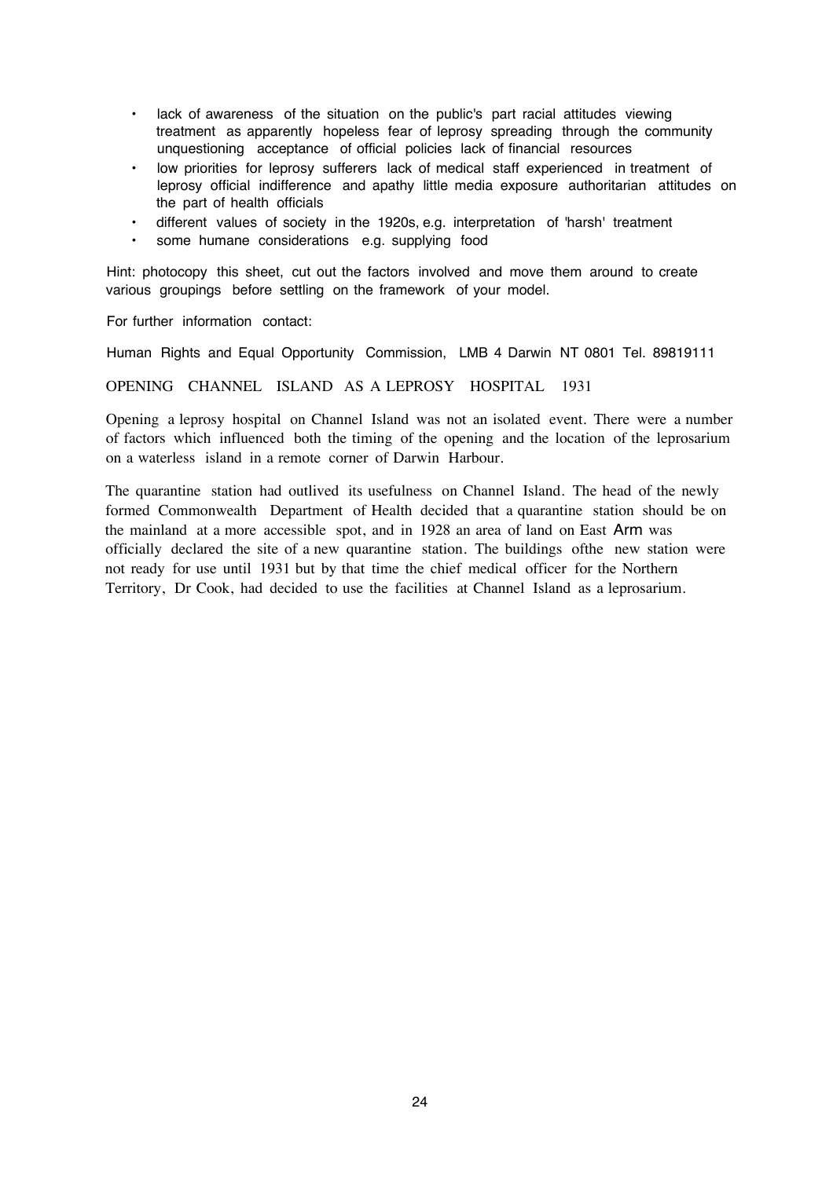- lack of awareness of the situation on the public's part racial attitudes viewing treatment as apparently hopeless fear of leprosy spreading through the community unquestioning acceptance of official policies lack of financial resources
- low priorities for leprosy sufferers lack of medical staff experienced in treatment of leprosy official indifference and apathy little media exposure authoritarian attitudes on the part of health officials
- different values of society in the 1920s, e.g. interpretation of 'harsh' treatment
- some humane considerations e.g. supplying food

Hint: photocopy this sheet, cut out the factors involved and move them around to create various groupings before settling on the framework of your model.

For further information contact:

Human Rights and Equal Opportunity Commission, LMB 4 Darwin NT 0801 Tel. 89819111

## OPENING CHANNEL ISLAND AS A LEPROSY HOSPITAL 1931

Opening a leprosy hospital on Channel Island was not an isolated event. There were a number of factors which influenced both the timing of the opening and the location of the leprosarium on a waterless island in a remote corner of Darwin Harbour.

The quarantine station had outlived its usefulness on Channel Island. The head of the newly formed Commonwealth Department of Health decided that a quarantine station should be on the mainland at a more accessible spot, and in 1928 an area of land on East Arm was officially declared the site of a new quarantine station. The buildings ofthe new station were not ready for use until 1931 but by that time the chief medical officer for the Northern Territory, Dr Cook, had decided to use the facilities at Channel Island as a leprosarium.